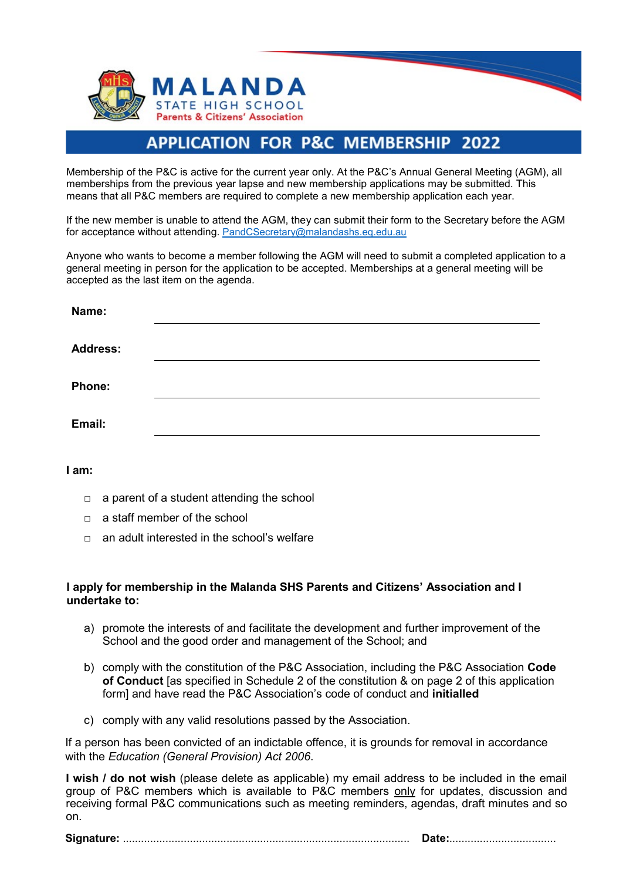MALANDA

STATE HIGH SCHOOL

Parents & Citizens' Association

# APPLICATION FOR P&C MEMBERSHIP 2022

Membership of the P&C is active for the current year only. At the P&C's Annual General Meeting (AGM), all memberships from the previous year lapse and new membership applications may be submitted. This means that all P&C members are required to complete a new membership application each year.

If the new member is unable to attend the AGM, they can submit their form to the Secretary before the AGM for acceptance without attending. PandCSecretary@malandashs.eq.edu.au

Anyone who wants to become a member following the AGM will need to submit a completed application to a general meeting in person for the application to be accepted. Memberships at a general meeting will be accepted as the last item on the agenda.

**Name:** ____________________________________________

**Address:** ____________________________________________

**Phone:** ____________________________________________

**Email:** ____________________________________________

**I am:**

- ☐ a parent of a student attending the school
- ☐ a staff member of the school
- ☐ an adult interested in the school's welfare

**I apply for membership in the Malanda SHS Parents and Citizens' Association and I undertake to:**

a) promote the interests of and facilitate the development and further improvement of the School and the good order and management of the School; and

b) comply with the constitution of the P&C Association, including the P&C Association **Code of Conduct** [as specified in Schedule 2 of the constitution & on page 2 of this application form] and have read the P&C Association's code of conduct and **initialled**

c) comply with any valid resolutions passed by the Association.

If a person has been convicted of an indictable offence, it is grounds for removal in accordance with the *Education (General Provision) Act 2006*.

**I wish / do not wish** (please delete as applicable) my email address to be included in the email group of P&C members which is available to P&C members <u>only</u> for updates, discussion and receiving formal P&C communications such as meeting reminders, agendas, draft minutes and so on.

**Signature:** ........................................................................................ **Date:**..................................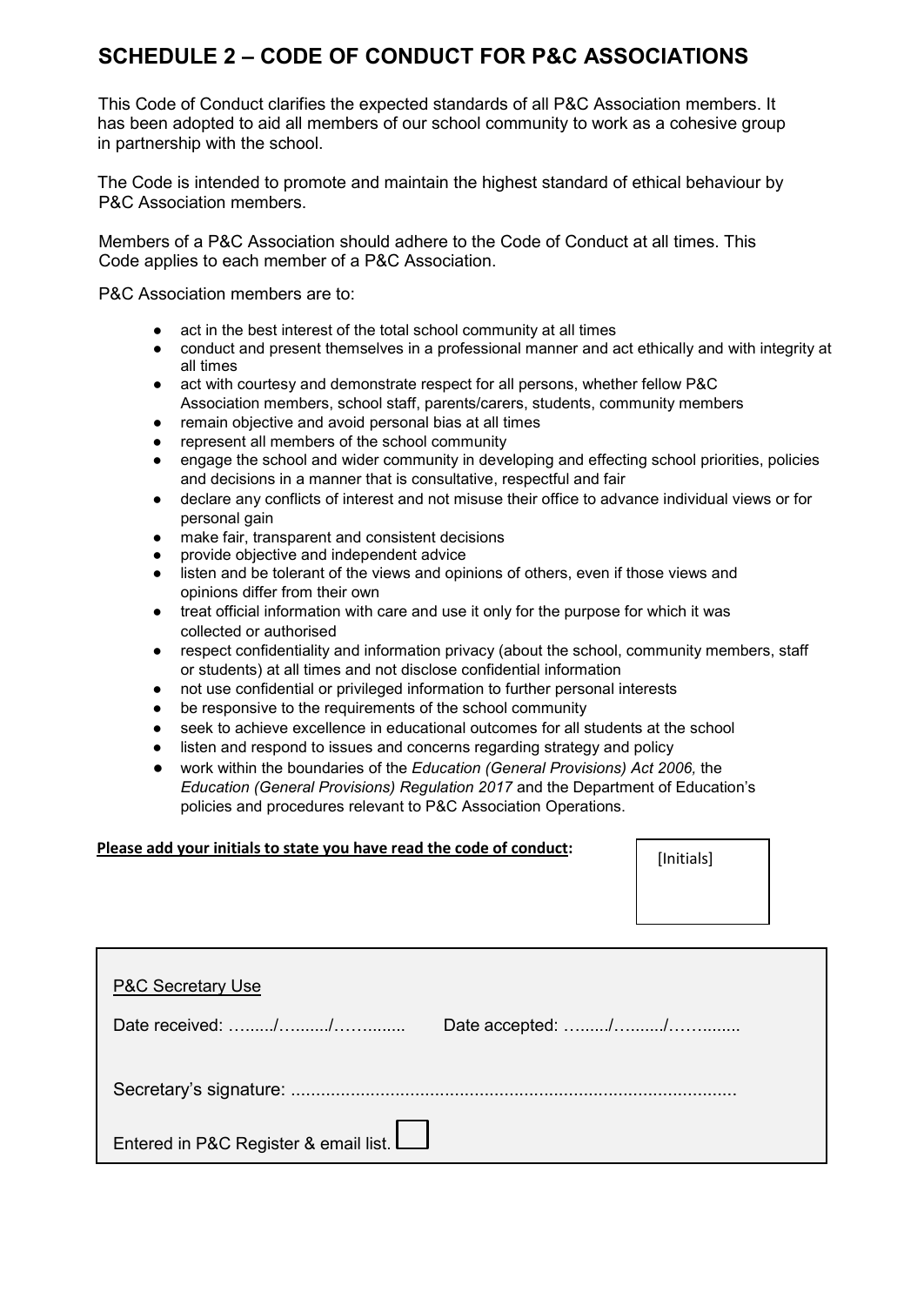# SCHEDULE 2 – CODE OF CONDUCT FOR P&C ASSOCIATIONS

This Code of Conduct clarifies the expected standards of all P&C Association members. It has been adopted to aid all members of our school community to work as a cohesive group in partnership with the school.

The Code is intended to promote and maintain the highest standard of ethical behaviour by P&C Association members.

Members of a P&C Association should adhere to the Code of Conduct at all times. This Code applies to each member of a P&C Association.

P&C Association members are to:

- act in the best interest of the total school community at all times
- conduct and present themselves in a professional manner and act ethically and with integrity at all times
- act with courtesy and demonstrate respect for all persons, whether fellow P&C Association members, school staff, parents/carers, students, community members
- remain objective and avoid personal bias at all times
- represent all members of the school community
- engage the school and wider community in developing and effecting school priorities, policies and decisions in a manner that is consultative, respectful and fair
- declare any conflicts of interest and not misuse their office to advance individual views or for personal gain
- make fair, transparent and consistent decisions
- provide objective and independent advice
- listen and be tolerant of the views and opinions of others, even if those views and opinions differ from their own
- treat official information with care and use it only for the purpose for which it was collected or authorised
- respect confidentiality and information privacy (about the school, community members, staff or students) at all times and not disclose confidential information
- not use confidential or privileged information to further personal interests
- be responsive to the requirements of the school community
- seek to achieve excellence in educational outcomes for all students at the school
- listen and respond to issues and concerns regarding strategy and policy
- work within the boundaries of the *Education (General Provisions) Act 2006,* the *Education (General Provisions) Regulation 2017* and the Department of Education's policies and procedures relevant to P&C Association Operations.

**Please add your initials to state you have read the code of conduct:**

[Initials]

P&C Secretary Use

Date received: …...../….…../……......   Date accepted: …...../….…../……......

Secretary's signature: ..........................................................................................

Entered in P&C Register & email list. ☐